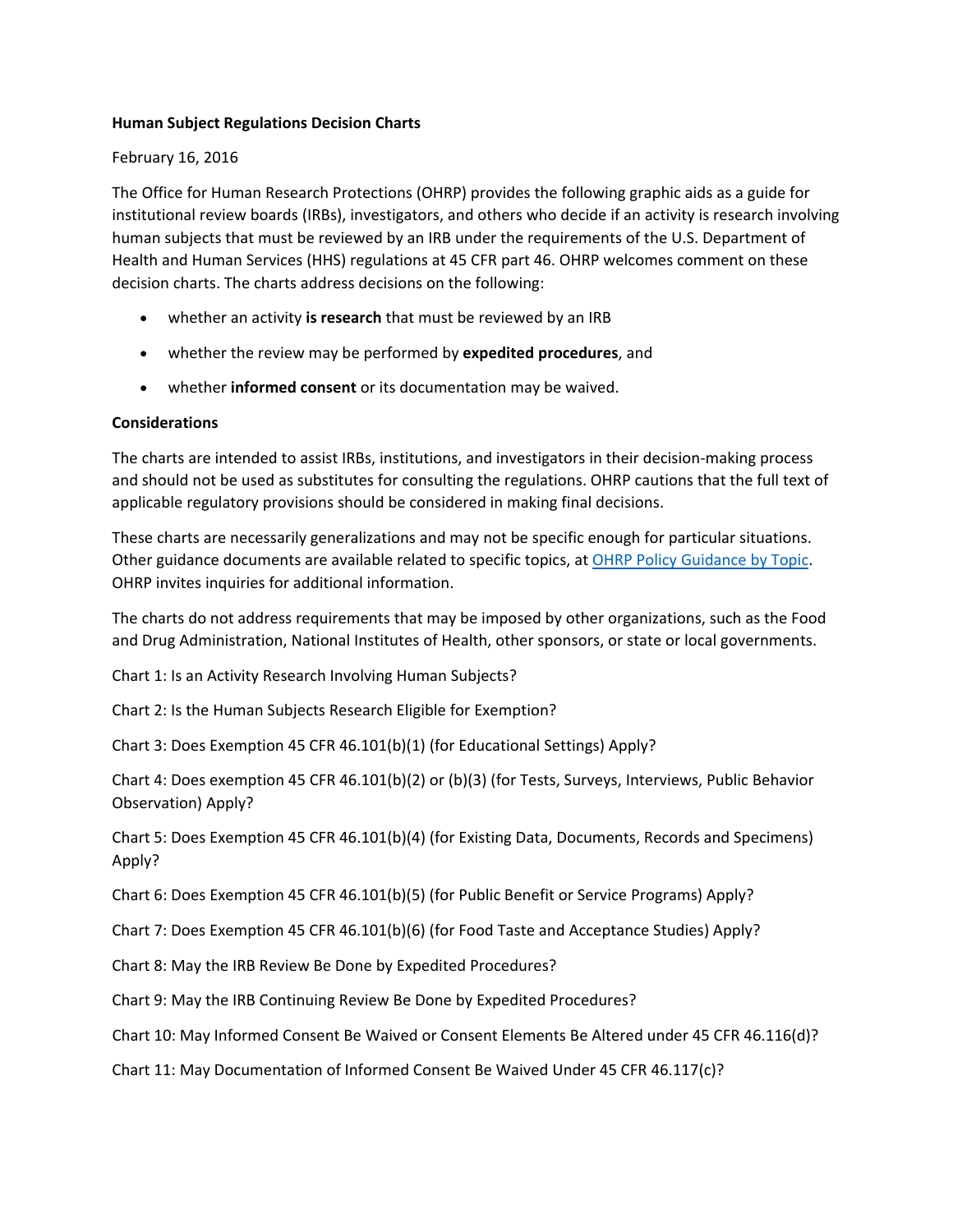# Human Subject Regulations Decision Charts

February 16, 2016

The Office for Human Research Protections (OHRP) provides the following graphic aids as a guide for institutional review boards (IRBs), investigators, and others who decide if an activity is research involving human subjects that must be reviewed by an IRB under the requirements of the U.S. Department of Health and Human Services (HHS) regulations at 45 CFR part 46. OHRP welcomes comment on these decision charts. The charts address decisions on the following:

- whether an activity **is research** that must be reviewed by an IRB
- whether the review may be performed by **expedited procedures**, and
- whether **informed consent** or its documentation may be waived.

## Considerations

The charts are intended to assist IRBs, institutions, and investigators in their decision-making process and should not be used as substitutes for consulting the regulations. OHRP cautions that the full text of applicable regulatory provisions should be considered in making final decisions.

These charts are necessarily generalizations and may not be specific enough for particular situations. Other guidance documents are available related to specific topics, at OHRP Policy Guidance by Topic. OHRP invites inquiries for additional information.

The charts do not address requirements that may be imposed by other organizations, such as the Food and Drug Administration, National Institutes of Health, other sponsors, or state or local governments.

Chart 1: Is an Activity Research Involving Human Subjects?

Chart 2: Is the Human Subjects Research Eligible for Exemption?

Chart 3: Does Exemption 45 CFR 46.101(b)(1) (for Educational Settings) Apply?

Chart 4: Does exemption 45 CFR 46.101(b)(2) or (b)(3) (for Tests, Surveys, Interviews, Public Behavior Observation) Apply?

Chart 5: Does Exemption 45 CFR 46.101(b)(4) (for Existing Data, Documents, Records and Specimens) Apply?

Chart 6: Does Exemption 45 CFR 46.101(b)(5) (for Public Benefit or Service Programs) Apply?

Chart 7: Does Exemption 45 CFR 46.101(b)(6) (for Food Taste and Acceptance Studies) Apply?

Chart 8: May the IRB Review Be Done by Expedited Procedures?

Chart 9: May the IRB Continuing Review Be Done by Expedited Procedures?

Chart 10: May Informed Consent Be Waived or Consent Elements Be Altered under 45 CFR 46.116(d)?

Chart 11: May Documentation of Informed Consent Be Waived Under 45 CFR 46.117(c)?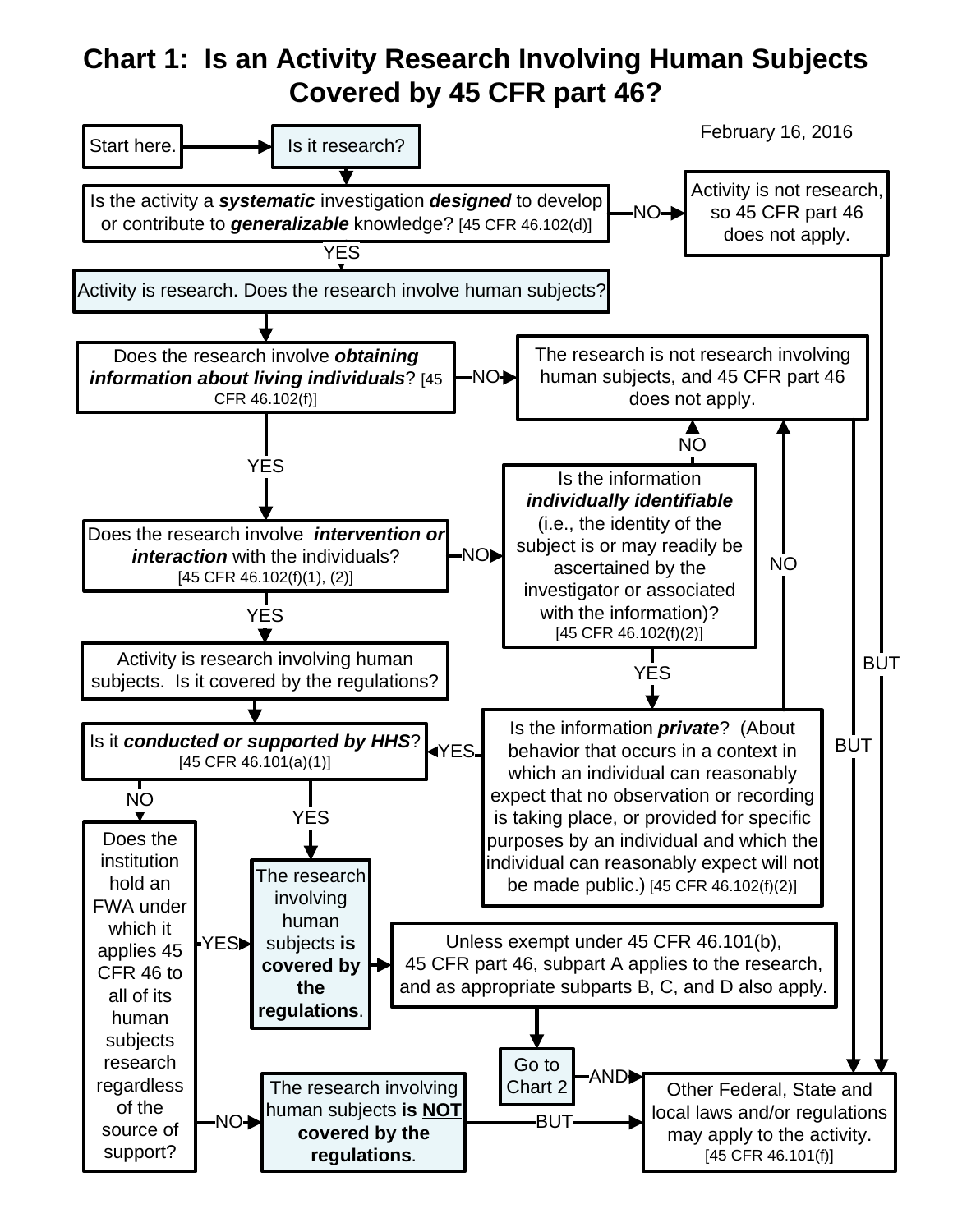# Chart 1: Is an Activity Research Involving Human Subjects Covered by 45 CFR part 46?

February 16, 2016

Start here.

Is it research?

Is the activity a ***systematic*** investigation ***designed*** to develop or contribute to ***generalizable*** knowledge? [45 CFR 46.102(d)]

NO → Activity is not research, so 45 CFR part 46 does not apply.

YES

Activity is research. Does the research involve human subjects?

Does the research involve ***obtaining information about living individuals***? [45 CFR 46.102(f)]

NO → The research is not research involving human subjects, and 45 CFR part 46 does not apply.

YES

Does the research involve ***intervention or interaction*** with the individuals? [45 CFR 46.102(f)(1), (2)]

NO → Is the information ***individually identifiable*** (i.e., the identity of the subject is or may readily be ascertained by the investigator or associated with the information)? [45 CFR 46.102(f)(2)]

NO → The research is not research involving human subjects, and 45 CFR part 46 does not apply.

YES → Is the information ***private***? (About behavior that occurs in a context in which an individual can reasonably expect that no observation or recording is taking place, or provided for specific purposes by an individual and which the individual can reasonably expect will not be made public.) [45 CFR 46.102(f)(2)]

NO → The research is not research involving human subjects, and 45 CFR part 46 does not apply.

YES → Is it ***conducted or supported by HHS***?

YES

Activity is research involving human subjects. Is it covered by the regulations?

Is it ***conducted or supported by HHS***? [45 CFR 46.101(a)(1)]

YES → The research involving human subjects **is covered by the regulations**.

NO → Does the institution hold an FWA under which it applies 45 CFR 46 to all of its human subjects research regardless of the source of support?

YES → The research involving human subjects **is covered by the regulations**.

NO → The research involving human subjects **is NOT covered by the regulations**.

The research involving human subjects **is covered by the regulations**. → Unless exempt under 45 CFR 46.101(b), 45 CFR part 46, subpart A applies to the research, and as appropriate subparts B, C, and D also apply. → Go to Chart 2

Go to Chart 2 AND → Other Federal, State and local laws and/or regulations may apply to the activity. [45 CFR 46.101(f)]

The research involving human subjects **is NOT covered by the regulations**. BUT → Other Federal, State and local laws and/or regulations may apply to the activity. [45 CFR 46.101(f)]

Activity is not research, so 45 CFR part 46 does not apply. BUT → Other Federal, State and local laws and/or regulations may apply to the activity.

The research is not research involving human subjects, and 45 CFR part 46 does not apply. BUT → Other Federal, State and local laws and/or regulations may apply to the activity.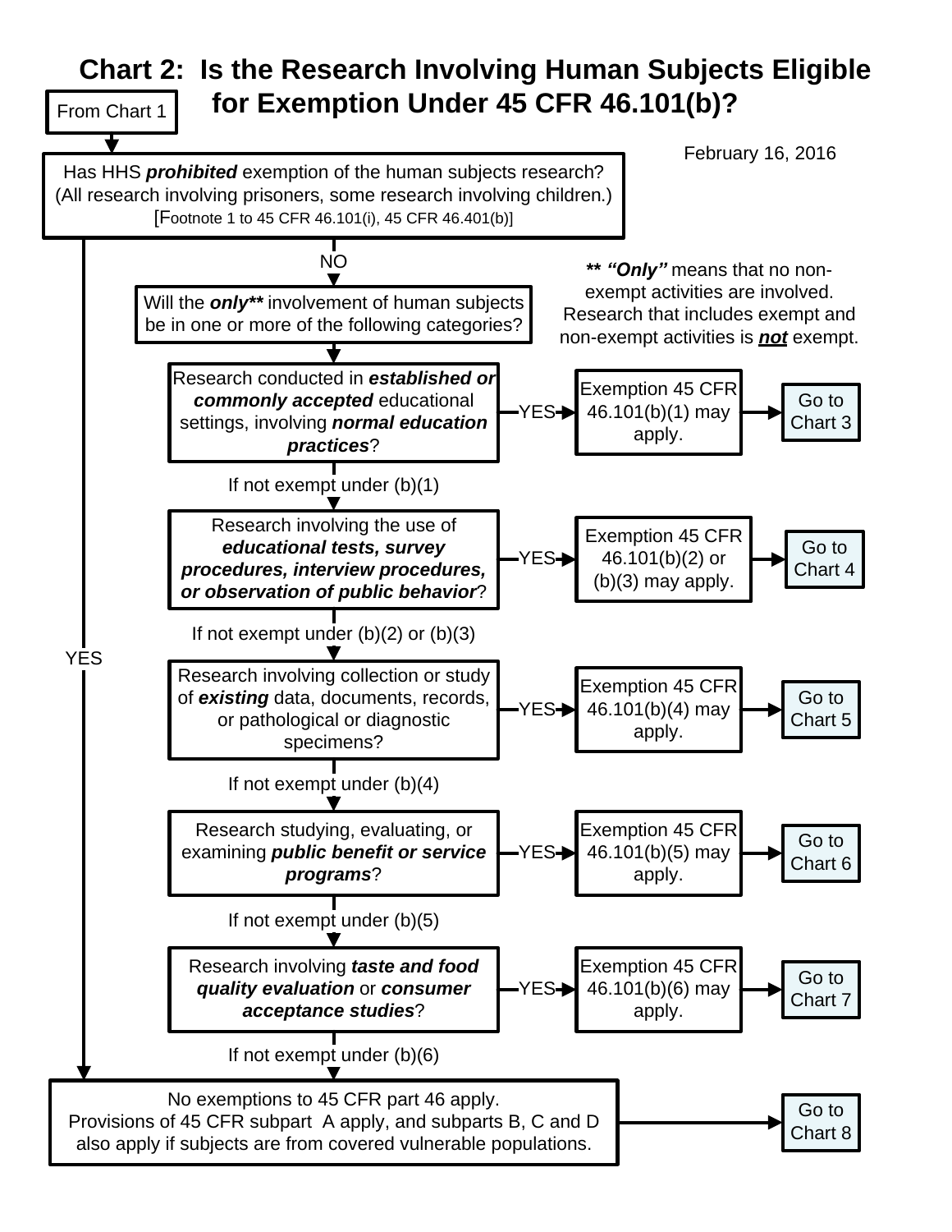# Chart 2: Is the Research Involving Human Subjects Eligible for Exemption Under 45 CFR 46.101(b)?

From Chart 1

February 16, 2016

**Has HHS *prohibited* exemption of the human subjects research?** (All research involving prisoners, some research involving children.) [Footnote 1 to 45 CFR 46.101(i), 45 CFR 46.401(b)]

- YES → No exemptions to 45 CFR part 46 apply.
- NO → Will the ***only***** involvement of human subjects be in one or more of the following categories?

***\** *"Only"*** means that no non-exempt activities are involved. Research that includes exempt and non-exempt activities is ***not*** exempt.

1. Research conducted in ***established or commonly accepted*** educational settings, involving ***normal education practices***?
   - YES → Exemption 45 CFR 46.101(b)(1) may apply. → Go to Chart 3
   - If not exempt under (b)(1) → next question
2. Research involving the use of ***educational tests, survey procedures, interview procedures, or observation of public behavior***?
   - YES → Exemption 45 CFR 46.101(b)(2) or (b)(3) may apply. → Go to Chart 4
   - If not exempt under (b)(2) or (b)(3) → next question
3. Research involving collection or study of ***existing*** data, documents, records, or pathological or diagnostic specimens?
   - YES → Exemption 45 CFR 46.101(b)(4) may apply. → Go to Chart 5
   - If not exempt under (b)(4) → next question
4. Research studying, evaluating, or examining ***public benefit or service programs***?
   - YES → Exemption 45 CFR 46.101(b)(5) may apply. → Go to Chart 6
   - If not exempt under (b)(5) → next question
5. Research involving ***taste and food quality evaluation*** or ***consumer acceptance studies***?
   - YES → Exemption 45 CFR 46.101(b)(6) may apply. → Go to Chart 7
   - If not exempt under (b)(6) → No exemptions apply

**No exemptions to 45 CFR part 46 apply.** Provisions of 45 CFR subpart A apply, and subparts B, C and D also apply if subjects are from covered vulnerable populations. → Go to Chart 8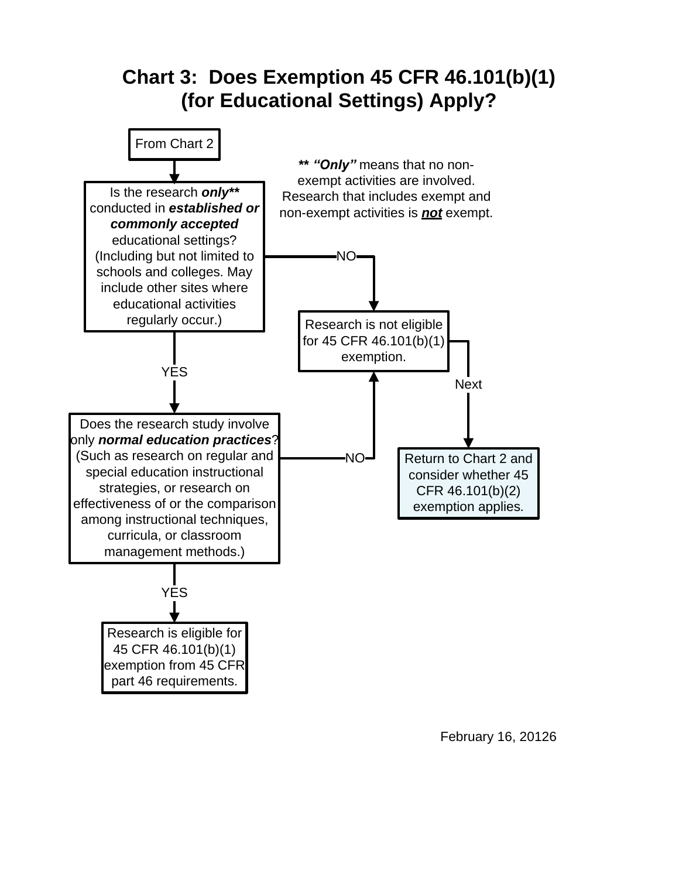# Chart 3: Does Exemption 45 CFR 46.101(b)(1) (for Educational Settings) Apply?

From Chart 2

Is the research ***only\*\**** conducted in ***established or commonly accepted*** educational settings? (Including but not limited to schools and colleges. May include other sites where educational activities regularly occur.)

- NO → Research is not eligible for 45 CFR 46.101(b)(1) exemption.
- YES → Does the research study involve only ***normal education practices***? (Such as research on regular and special education instructional strategies, or research on effectiveness of or the comparison among instructional techniques, curricula, or classroom management methods.)
  - NO → Research is not eligible for 45 CFR 46.101(b)(1) exemption.
  - YES → Research is eligible for 45 CFR 46.101(b)(1) exemption from 45 CFR part 46 requirements.

Research is not eligible for 45 CFR 46.101(b)(1) exemption. → Next → Return to Chart 2 and consider whether 45 CFR 46.101(b)(2) exemption applies.

***\*\* "Only"*** means that no non-exempt activities are involved. Research that includes exempt and non-exempt activities is ***not*** exempt.

February 16, 20126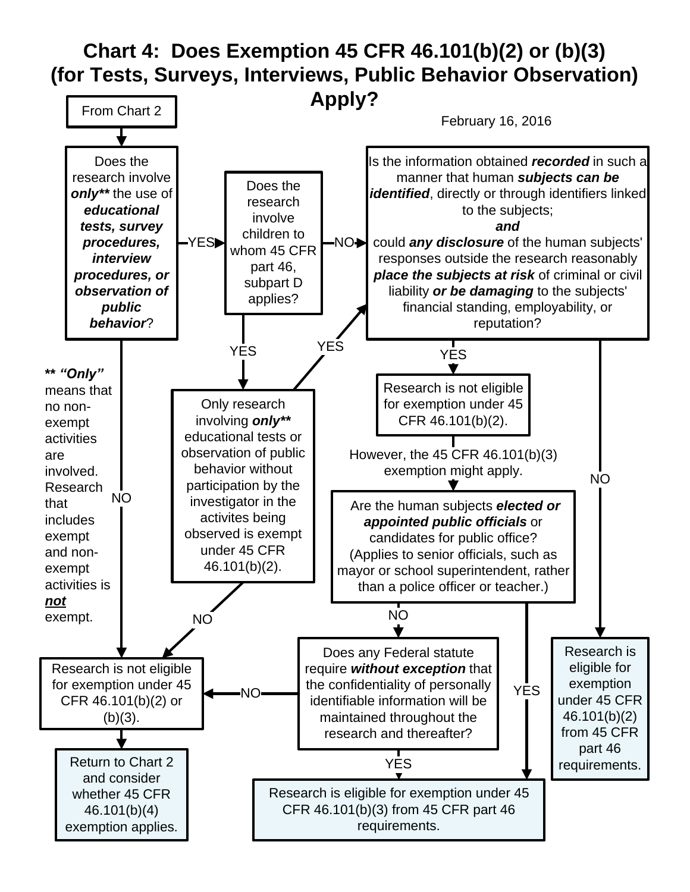# Chart 4: Does Exemption 45 CFR 46.101(b)(2) or (b)(3) (for Tests, Surveys, Interviews, Public Behavior Observation) Apply?

February 16, 2016

From Chart 2

Does the research involve ***only***** the use of ***educational tests, survey procedures, interview procedures, or observation of public behavior***?

- YES → Does the research involve children to whom 45 CFR part 46, subpart D applies?
- NO → Research is not eligible for exemption under 45 CFR 46.101(b)(2) or (b)(3).

Does the research involve children to whom 45 CFR part 46, subpart D applies?

- NO → Is the information obtained recorded ...?
- YES → Only research involving ***only***** educational tests or observation of public behavior without participation by the investigator in the activites being observed is exempt under 45 CFR 46.101(b)(2).
  - YES → Is the information obtained recorded ...?
  - NO → Research is not eligible for exemption under 45 CFR 46.101(b)(2) or (b)(3).

Is the information obtained ***recorded*** in such a manner that human ***subjects can be identified***, directly or through identifiers linked to the subjects;
***and***
could ***any disclosure*** of the human subjects' responses outside the research reasonably ***place the subjects at risk*** of criminal or civil liability ***or be damaging*** to the subjects' financial standing, employability, or reputation?

- NO → Research is eligible for exemption under 45 CFR 46.101(b)(2) from 45 CFR part 46 requirements.
- YES → Research is not eligible for exemption under 45 CFR 46.101(b)(2).

However, the 45 CFR 46.101(b)(3) exemption might apply.

Are the human subjects ***elected or appointed public officials*** or candidates for public office?
(Applies to senior officials, such as mayor or school superintendent, rather than a police officer or teacher.)

- YES → Research is eligible for exemption under 45 CFR 46.101(b)(3) from 45 CFR part 46 requirements.
- NO → Does any Federal statute require ***without exception*** that the confidentiality of personally identifiable information will be maintained throughout the research and thereafter?
  - YES → Research is eligible for exemption under 45 CFR 46.101(b)(3) from 45 CFR part 46 requirements.
  - NO → Research is not eligible for exemption under 45 CFR 46.101(b)(2) or (b)(3).

Research is not eligible for exemption under 45 CFR 46.101(b)(2) or (b)(3). → Return to Chart 2 and consider whether 45 CFR 46.101(b)(4) exemption applies.

**** *"Only"*** means that no non-exempt activities are involved. Research that includes exempt and non-exempt activities is ***not*** exempt.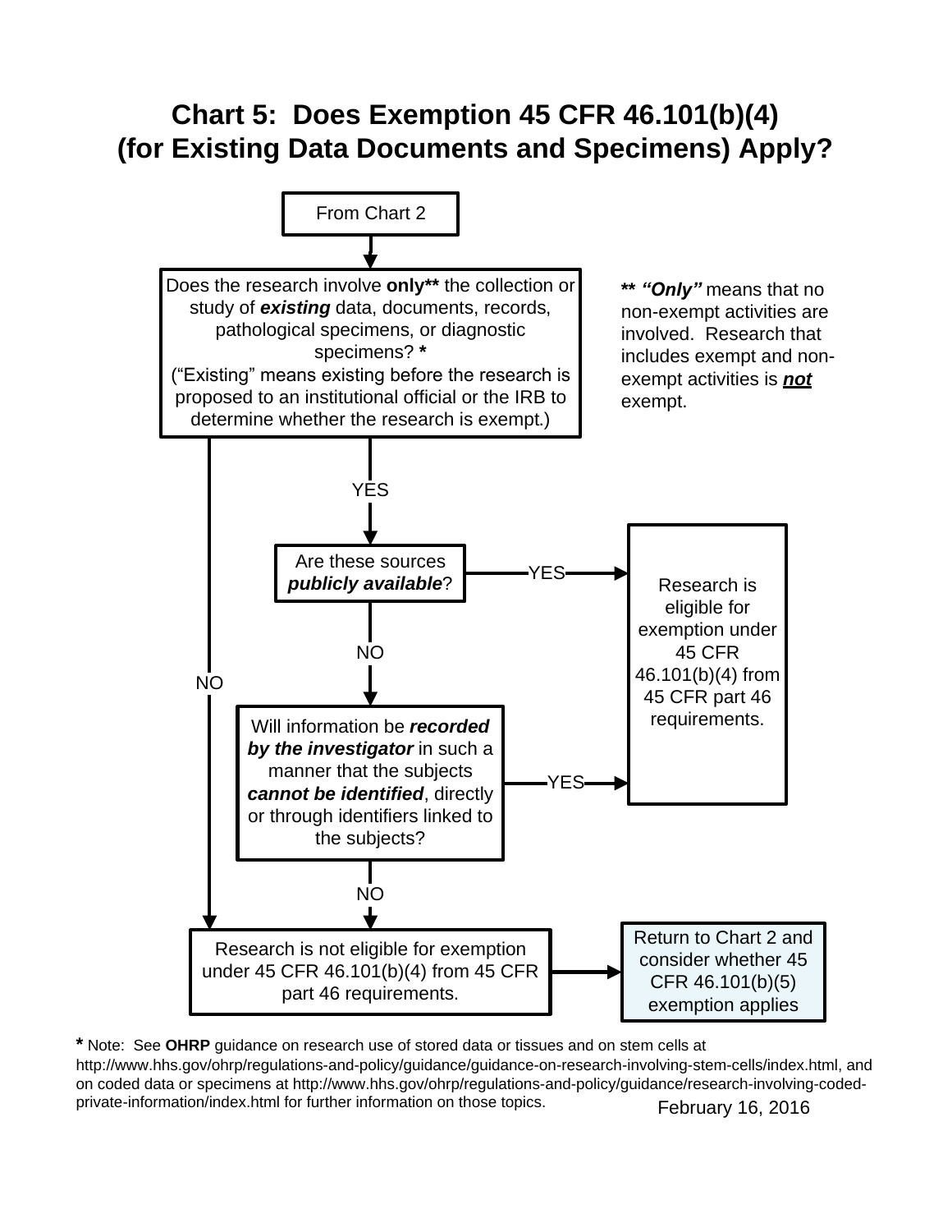# Chart 5: Does Exemption 45 CFR 46.101(b)(4) (for Existing Data Documents and Specimens) Apply?

From Chart 2

Does the research involve **only**** the collection or study of ***existing*** data, documents, records, pathological specimens, or diagnostic specimens? *
(“Existing” means existing before the research is proposed to an institutional official or the IRB to determine whether the research is exempt.)

** ***“Only”*** means that no non-exempt activities are involved. Research that includes exempt and non-exempt activities is ***not*** exempt.

- NO → Research is not eligible for exemption under 45 CFR 46.101(b)(4) from 45 CFR part 46 requirements.
- YES → Are these sources ***publicly available***?
  - YES → Research is eligible for exemption under 45 CFR 46.101(b)(4) from 45 CFR part 46 requirements.
  - NO → Will information be ***recorded by the investigator*** in such a manner that the subjects ***cannot be identified***, directly or through identifiers linked to the subjects?
    - YES → Research is eligible for exemption under 45 CFR 46.101(b)(4) from 45 CFR part 46 requirements.
    - NO → Research is not eligible for exemption under 45 CFR 46.101(b)(4) from 45 CFR part 46 requirements.

Research is not eligible for exemption under 45 CFR 46.101(b)(4) from 45 CFR part 46 requirements. → Return to Chart 2 and consider whether 45 CFR 46.101(b)(5) exemption applies

* Note: See **OHRP** guidance on research use of stored data or tissues and on stem cells at http://www.hhs.gov/ohrp/regulations-and-policy/guidance/guidance-on-research-involving-stem-cells/index.html, and on coded data or specimens at http://www.hhs.gov/ohrp/regulations-and-policy/guidance/research-involving-coded-private-information/index.html for further information on those topics.

February 16, 2016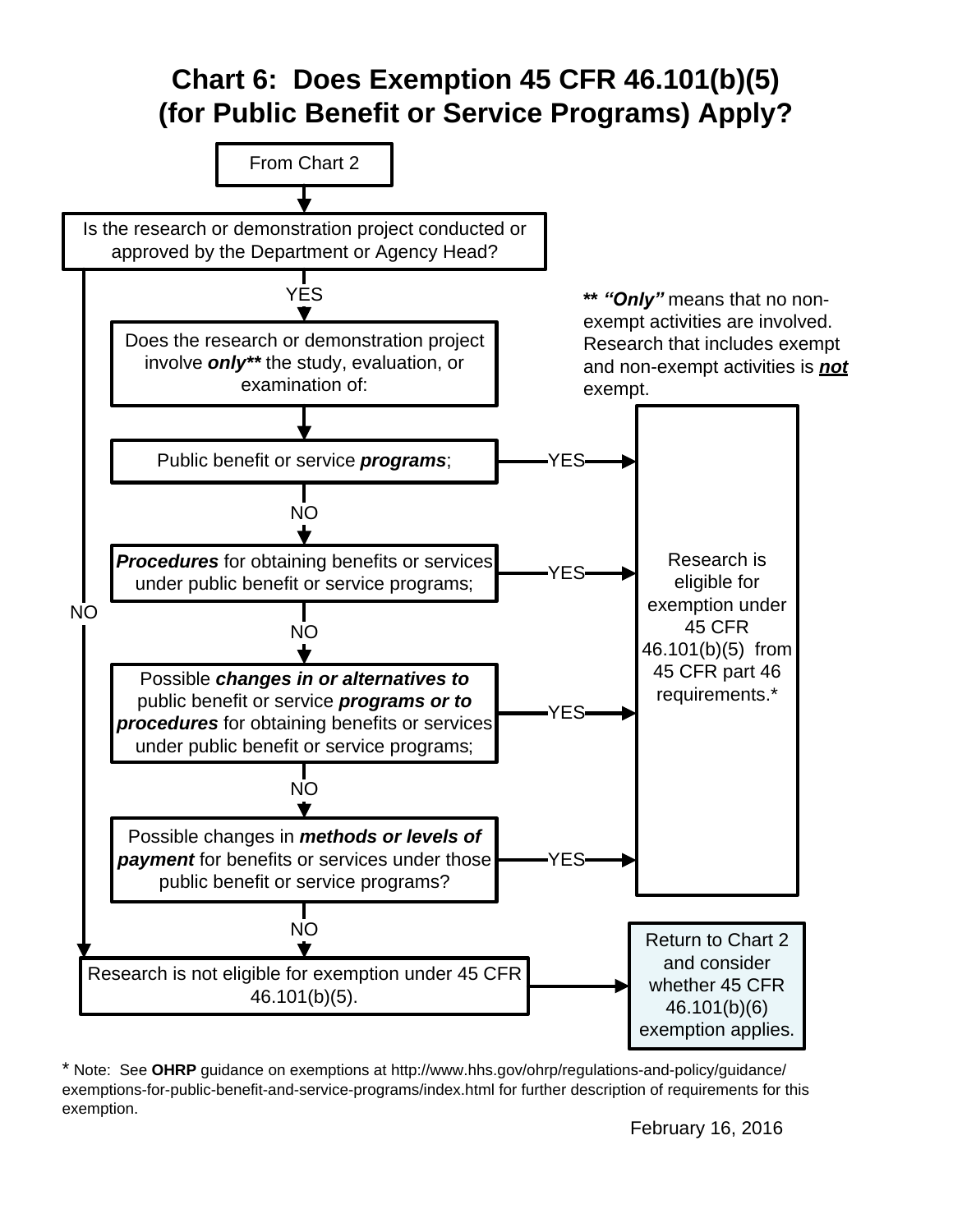# Chart 6: Does Exemption 45 CFR 46.101(b)(5) (for Public Benefit or Service Programs) Apply?

From Chart 2

**Is the research or demonstration project conducted or approved by the Department or Agency Head?**

- NO → Research is not eligible for exemption under 45 CFR 46.101(b)(5).
- YES → Does the research or demonstration project involve ***only**** the study, evaluation, or examination of:

1. Public benefit or service ***programs***;
   - YES → Research is eligible for exemption under 45 CFR 46.101(b)(5) from 45 CFR part 46 requirements.*
   - NO → continue
2. ***Procedures*** for obtaining benefits or services under public benefit or service programs;
   - YES → Research is eligible for exemption under 45 CFR 46.101(b)(5) from 45 CFR part 46 requirements.*
   - NO → continue
3. Possible ***changes in or alternatives to*** public benefit or service ***programs or to procedures*** for obtaining benefits or services under public benefit or service programs;
   - YES → Research is eligible for exemption under 45 CFR 46.101(b)(5) from 45 CFR part 46 requirements.*
   - NO → continue
4. Possible changes in ***methods or levels of payment*** for benefits or services under those public benefit or service programs?
   - YES → Research is eligible for exemption under 45 CFR 46.101(b)(5) from 45 CFR part 46 requirements.*
   - NO → Research is not eligible for exemption under 45 CFR 46.101(b)(5).

Research is not eligible for exemption under 45 CFR 46.101(b)(5). → Return to Chart 2 and consider whether 45 CFR 46.101(b)(6) exemption applies.

** ***"Only"*** means that no non-exempt activities are involved. Research that includes exempt and non-exempt activities is ***not*** exempt.

* Note: See **OHRP** guidance on exemptions at http://www.hhs.gov/ohrp/regulations-and-policy/guidance/exemptions-for-public-benefit-and-service-programs/index.html for further description of requirements for this exemption.

February 16, 2016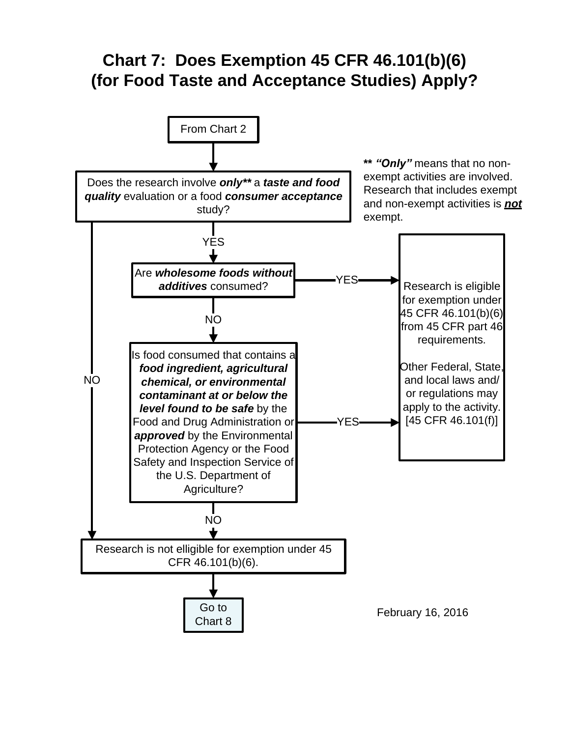# Chart 7: Does Exemption 45 CFR 46.101(b)(6) (for Food Taste and Acceptance Studies) Apply?

From Chart 2

Does the research involve ***only\*\**** a ***taste and food quality*** evaluation or a food ***consumer acceptance*** study?

- NO → Research is not elligible for exemption under 45 CFR 46.101(b)(6).
- YES → Are ***wholesome foods without additives*** consumed?
  - YES → Research is eligible for exemption under 45 CFR 46.101(b)(6) from 45 CFR part 46 requirements.
  - NO → Is food consumed that contains a ***food ingredient, agricultural chemical, or environmental contaminant at or below the level found to be safe*** by the Food and Drug Administration or ***approved*** by the Environmental Protection Agency or the Food Safety and Inspection Service of the U.S. Department of Agriculture?
    - YES → Research is eligible for exemption under 45 CFR 46.101(b)(6) from 45 CFR part 46 requirements.
    - NO → Research is not elligible for exemption under 45 CFR 46.101(b)(6).

**\*\* *"Only"*** means that no non-exempt activities are involved. Research that includes exempt and non-exempt activities is ***not*** exempt.

Research is eligible for exemption under 45 CFR 46.101(b)(6) from 45 CFR part 46 requirements.

Other Federal, State, and local laws and/or regulations may apply to the activity. [45 CFR 46.101(f)]

Research is not elligible for exemption under 45 CFR 46.101(b)(6). → Go to Chart 8

February 16, 2016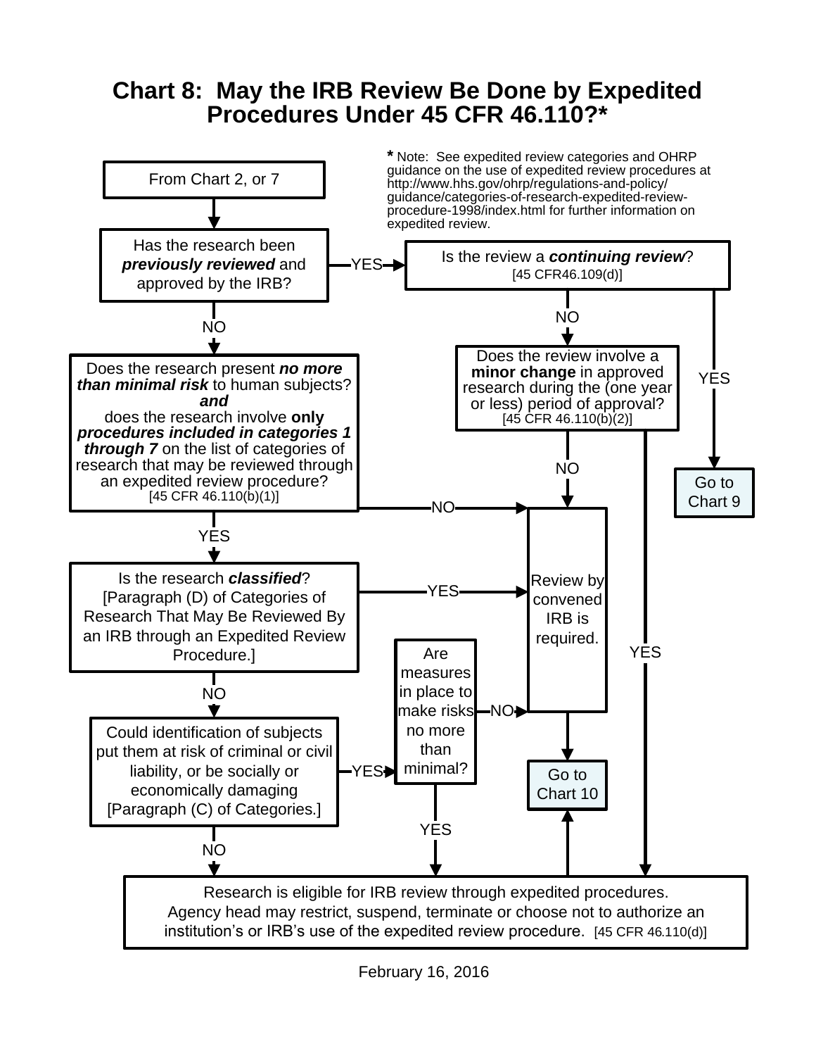# Chart 8: May the IRB Review Be Done by Expedited Procedures Under 45 CFR 46.110?*

*** Note: See expedited review categories and OHRP guidance on the use of expedited review procedures at http://www.hhs.gov/ohrp/regulations-and-policy/guidance/categories-of-research-expedited-review-procedure-1998/index.html for further information on expedited review.

From Chart 2, or 7

Has the research been ***previously reviewed*** and approved by the IRB?

- YES → Is the review a ***continuing review***? [45 CFR46.109(d)]
  - YES → Go to Chart 9
  - NO → Does the review involve a **minor change** in approved research during the (one year or less) period of approval? [45 CFR 46.110(b)(2)]
    - YES → Research is eligible for IRB review through expedited procedures.
    - NO → Review by convened IRB is required.
- NO → Does the research present ***no more than minimal risk*** to human subjects? ***and*** does the research involve **only *procedures included in categories 1 through 7*** on the list of categories of research that may be reviewed through an expedited review procedure? [45 CFR 46.110(b)(1)]
  - NO → Review by convened IRB is required.
  - YES → Is the research ***classified***? [Paragraph (D) of Categories of Research That May Be Reviewed By an IRB through an Expedited Review Procedure.]
    - YES → Review by convened IRB is required.
    - NO → Could identification of subjects put them at risk of criminal or civil liability, or be socially or economically damaging [Paragraph (C) of Categories.]
      - NO → Research is eligible for IRB review through expedited procedures.
      - YES → Are measures in place to make risks no more than minimal?
        - NO → Review by convened IRB is required.
        - YES → Research is eligible for IRB review through expedited procedures.

Review by convened IRB is required. → Go to Chart 10

Research is eligible for IRB review through expedited procedures. Agency head may restrict, suspend, terminate or choose not to authorize an institution's or IRB's use of the expedited review procedure. [45 CFR 46.110(d)] → Go to Chart 10

February 16, 2016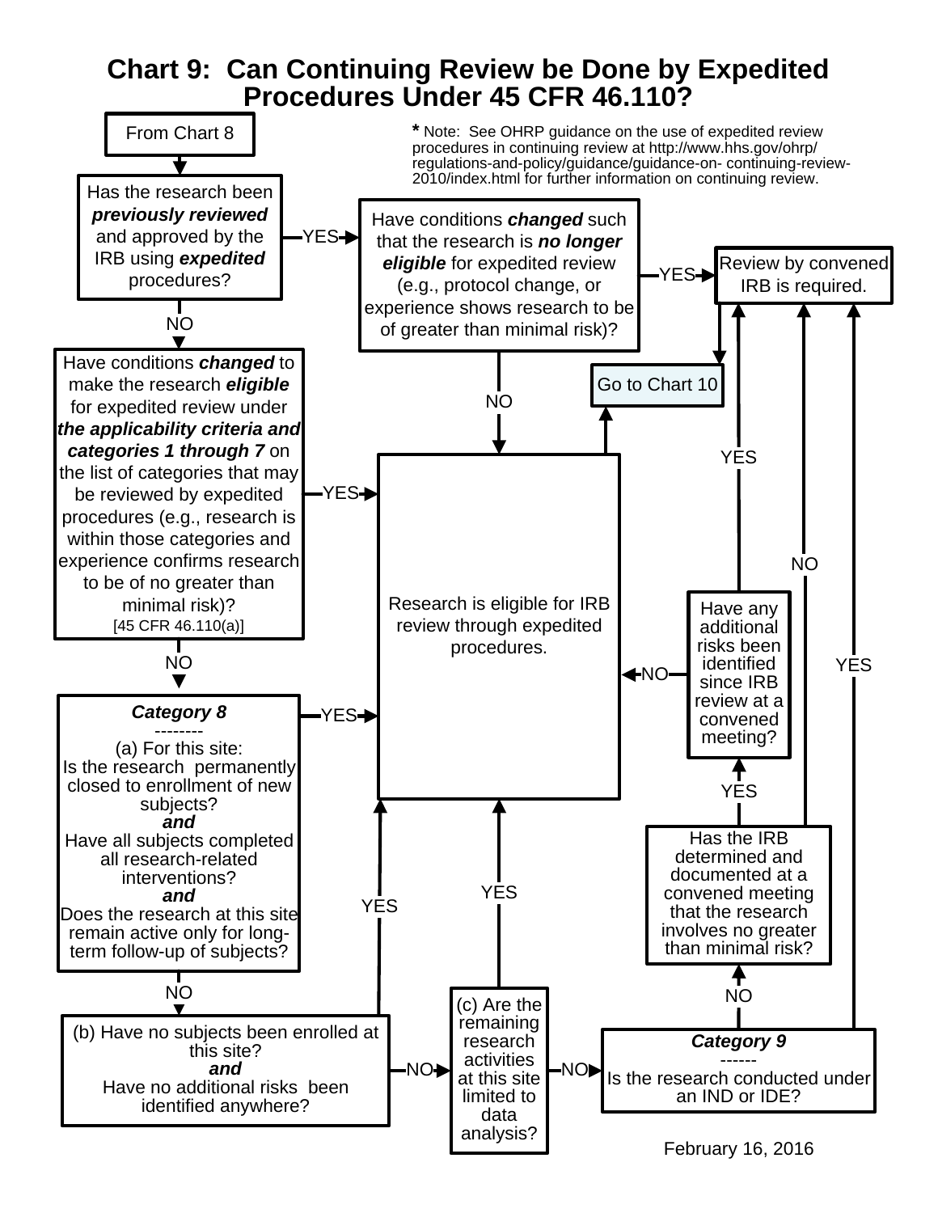# Chart 9: Can Continuing Review be Done by Expedited Procedures Under 45 CFR 46.110?

**\*** Note: See OHRP guidance on the use of expedited review procedures in continuing review at http://www.hhs.gov/ohrp/regulations-and-policy/guidance/guidance-on- continuing-review-2010/index.html for further information on continuing review.

From Chart 8

Has the research been ***previously reviewed*** and approved by the IRB using ***expedited*** procedures?

- YES → Have conditions ***changed*** such that the research is ***no longer eligible*** for expedited review (e.g., protocol change, or experience shows research to be of greater than minimal risk)?
  - YES → Review by convened IRB is required. → Go to Chart 10
  - NO → Research is eligible for IRB review through expedited procedures. → Go to Chart 10
- NO → Have conditions ***changed*** to make the research ***eligible*** for expedited review under ***the applicability criteria and categories 1 through 7*** on the list of categories that may be reviewed by expedited procedures (e.g., research is within those categories and experience confirms research to be of no greater than minimal risk)? [45 CFR 46.110(a)]
  - YES → Research is eligible for IRB review through expedited procedures.
  - NO → ***Category 8***
    --------
    (a) For this site:
    Is the research permanently closed to enrollment of new subjects?
    ***and***
    Have all subjects completed all research-related interventions?
    ***and***
    Does the research at this site remain active only for long-term follow-up of subjects?
    - YES → Research is eligible for IRB review through expedited procedures.
    - NO → (b) Have no subjects been enrolled at this site?
      ***and***
      Have no additional risks been identified anywhere?
      - YES → Research is eligible for IRB review through expedited procedures.
      - NO → (c) Are the remaining research activities at this site limited to data analysis?
        - YES → Research is eligible for IRB review through expedited procedures.
        - NO → ***Category 9***
          ------
          Is the research conducted under an IND or IDE?
          - YES → Review by convened IRB is required.
          - NO → Has the IRB determined and documented at a convened meeting that the research involves no greater than minimal risk?
            - NO → Review by convened IRB is required.
            - YES → Have any additional risks been identified since IRB review at a convened meeting?
              - YES → Review by convened IRB is required.
              - NO → Research is eligible for IRB review through expedited procedures.

February 16, 2016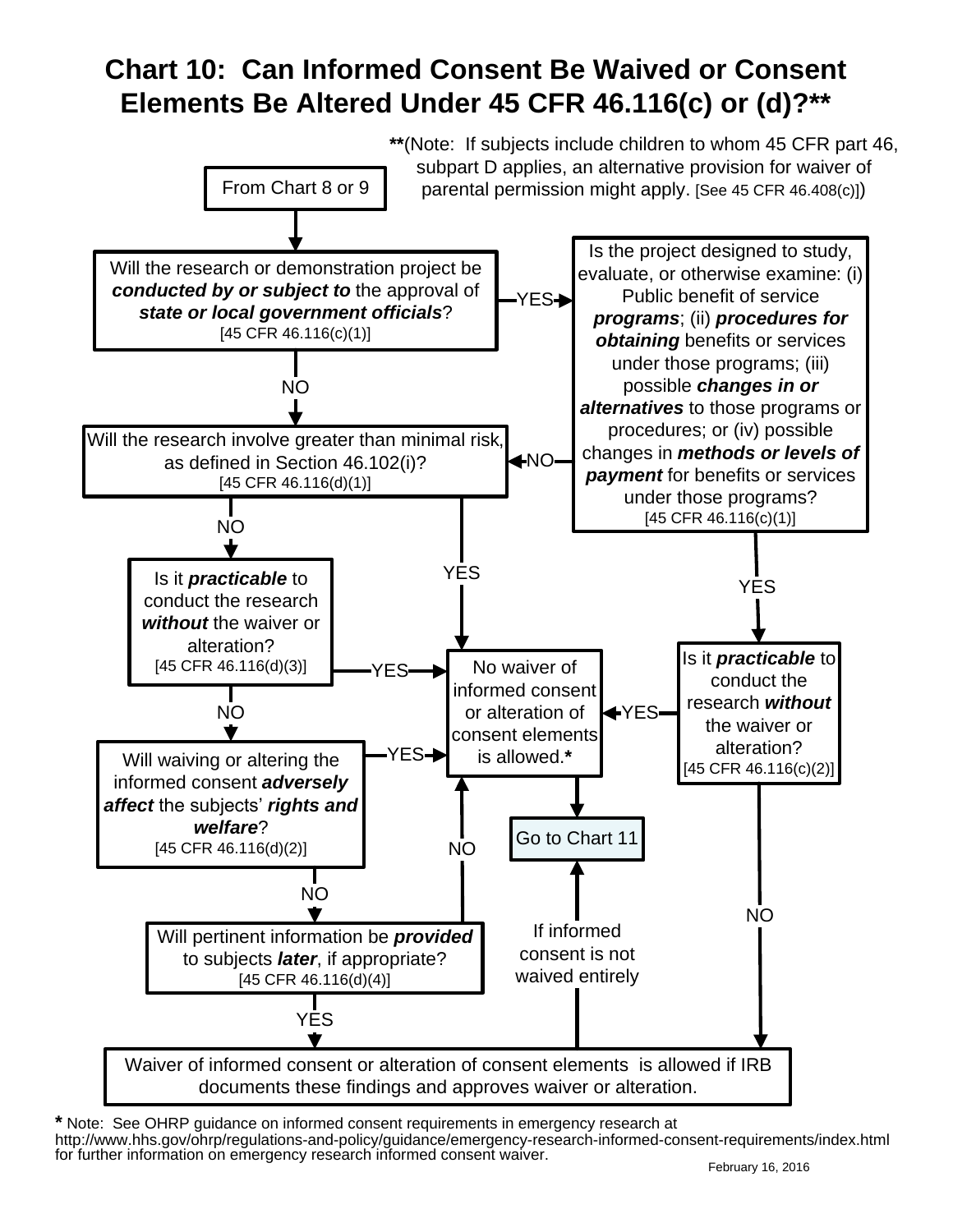# Chart 10: Can Informed Consent Be Waived or Consent Elements Be Altered Under 45 CFR 46.116(c) or (d)?**

**(Note: If subjects include children to whom 45 CFR part 46, subpart D applies, an alternative provision for waiver of parental permission might apply. [See 45 CFR 46.408(c)])

From Chart 8 or 9

Will the research or demonstration project be ***conducted by or subject to*** the approval of ***state or local government officials***? [45 CFR 46.116(c)(1)]

- YES → Is the project designed to study, evaluate, or otherwise examine: (i) Public benefit of service ***programs***; (ii) ***procedures for obtaining*** benefits or services under those programs; (iii) possible ***changes in or alternatives*** to those programs or procedures; or (iv) possible changes in ***methods or levels of payment*** for benefits or services under those programs? [45 CFR 46.116(c)(1)]
  - NO → Will the research involve greater than minimal risk, as defined in Section 46.102(i)?
  - YES → Is it ***practicable*** to conduct the research ***without*** the waiver or alteration? [45 CFR 46.116(c)(2)]
    - YES → No waiver of informed consent or alteration of consent elements is allowed.*
    - NO → Waiver of informed consent or alteration of consent elements is allowed if IRB documents these findings and approves waiver or alteration.
- NO → Will the research involve greater than minimal risk, as defined in Section 46.102(i)? [45 CFR 46.116(d)(1)]
  - YES → No waiver of informed consent or alteration of consent elements is allowed.*
  - NO → Is it ***practicable*** to conduct the research ***without*** the waiver or alteration? [45 CFR 46.116(d)(3)]
    - YES → No waiver of informed consent or alteration of consent elements is allowed.*
    - NO → Will waiving or altering the informed consent ***adversely affect*** the subjects' ***rights and welfare***? [45 CFR 46.116(d)(2)]
      - YES → No waiver of informed consent or alteration of consent elements is allowed.*
      - NO → Will pertinent information be ***provided*** to subjects ***later***, if appropriate? [45 CFR 46.116(d)(4)]
        - NO → No waiver of informed consent or alteration of consent elements is allowed.*
        - YES → Waiver of informed consent or alteration of consent elements is allowed if IRB documents these findings and approves waiver or alteration.

No waiver of informed consent or alteration of consent elements is allowed.* → Go to Chart 11

Waiver of informed consent or alteration of consent elements is allowed if IRB documents these findings and approves waiver or alteration. → If informed consent is not waived entirely → Go to Chart 11

\* Note: See OHRP guidance on informed consent requirements in emergency research at http://www.hhs.gov/ohrp/regulations-and-policy/guidance/emergency-research-informed-consent-requirements/index.html for further information on emergency research informed consent waiver.

February 16, 2016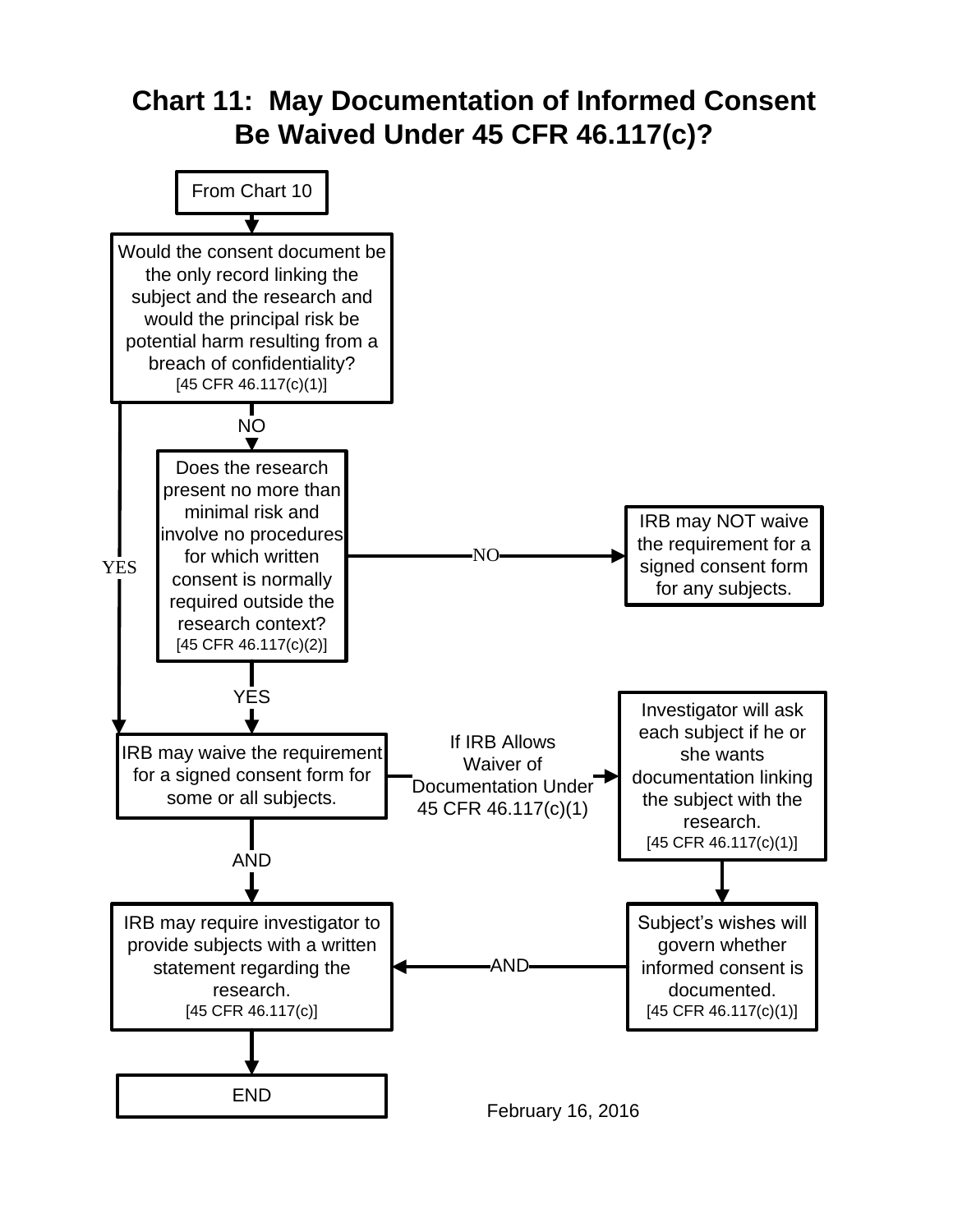# Chart 11: May Documentation of Informed Consent Be Waived Under 45 CFR 46.117(c)?

From Chart 10

Would the consent document be the only record linking the subject and the research and would the principal risk be potential harm resulting from a breach of confidentiality?
[45 CFR 46.117(c)(1)]

NO

Does the research present no more than minimal risk and involve no procedures for which written consent is normally required outside the research context?
[45 CFR 46.117(c)(2)]

YES

NO

IRB may NOT waive the requirement for a signed consent form for any subjects.

YES

IRB may waive the requirement for a signed consent form for some or all subjects.

If IRB Allows Waiver of Documentation Under 45 CFR 46.117(c)(1)

Investigator will ask each subject if he or she wants documentation linking the subject with the research.
[45 CFR 46.117(c)(1)]

AND

Subject's wishes will govern whether informed consent is documented.
[45 CFR 46.117(c)(1)]

AND

IRB may require investigator to provide subjects with a written statement regarding the research.
[45 CFR 46.117(c)]

END

February 16, 2016